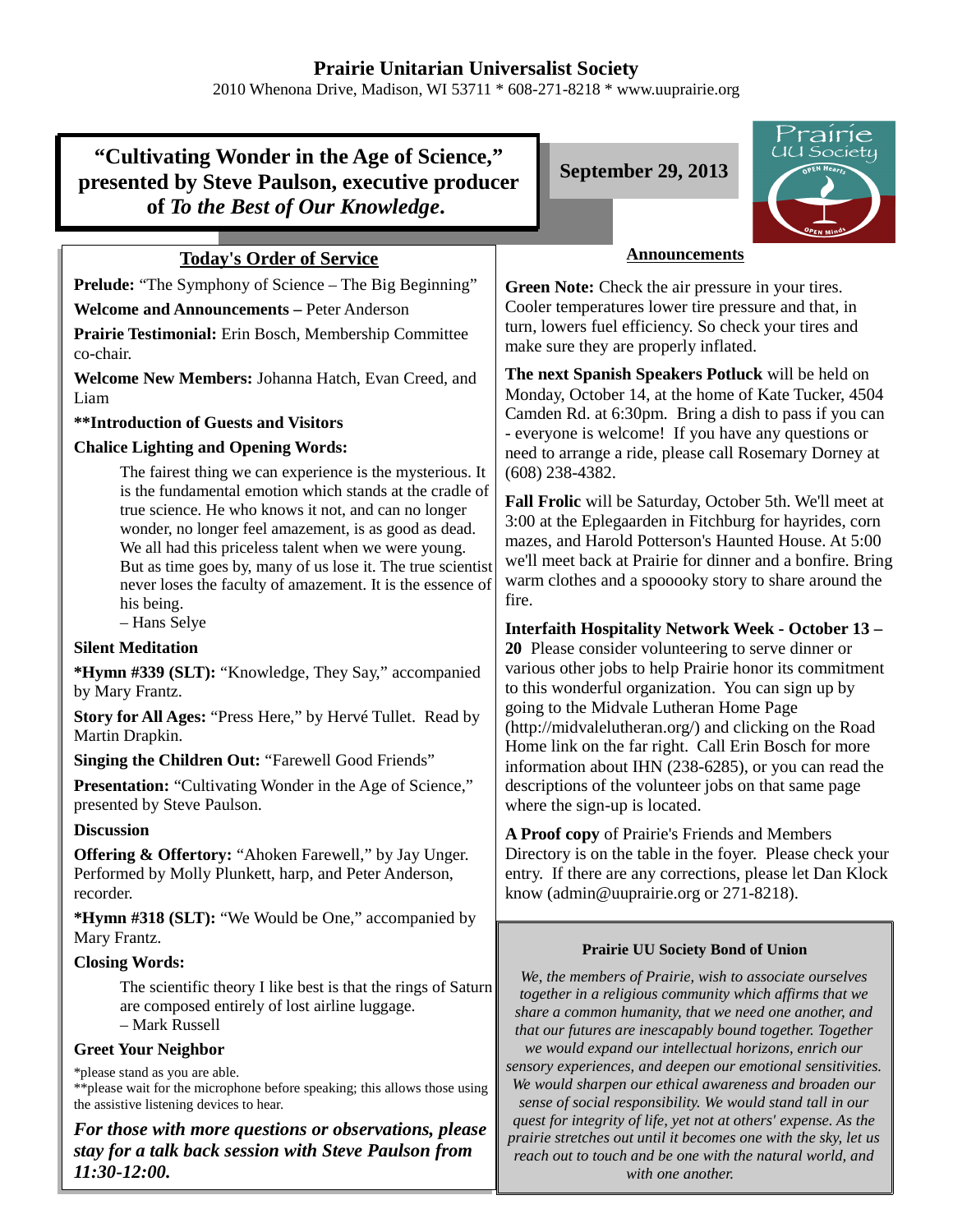# Prairie Unitarian Universalist Society

2010 Whenona Drive, Madison, WI 53711 * 608-271-8218 * www.uuprairie.org

## "Cultivating Wonder in the Age of Science," presented by Steve Paulson, executive producer of *To the Best of Our Knowledge*.

**September 29, 2013**

### Today's Order of Service

**Prelude:** "The Symphony of Science – The Big Beginning"

**Welcome and Announcements –** Peter Anderson

**Prairie Testimonial:** Erin Bosch, Membership Committee co-chair.

**Welcome New Members:** Johanna Hatch, Evan Creed, and Liam

****Introduction of Guests and Visitors**

**Chalice Lighting and Opening Words:**

> The fairest thing we can experience is the mysterious. It is the fundamental emotion which stands at the cradle of true science. He who knows it not, and can no longer wonder, no longer feel amazement, is as good as dead. We all had this priceless talent when we were young. But as time goes by, many of us lose it. The true scientist never loses the faculty of amazement. It is the essence of his being.
> – Hans Selye

**Silent Meditation**

***Hymn #339 (SLT):** "Knowledge, They Say," accompanied by Mary Frantz.

**Story for All Ages:** "Press Here," by Hervé Tullet. Read by Martin Drapkin.

**Singing the Children Out:** "Farewell Good Friends"

**Presentation:** "Cultivating Wonder in the Age of Science," presented by Steve Paulson.

**Discussion**

**Offering & Offertory:** "Ahoken Farewell," by Jay Unger. Performed by Molly Plunkett, harp, and Peter Anderson, recorder.

***Hymn #318 (SLT):** "We Would be One," accompanied by Mary Frantz.

**Closing Words:**

> The scientific theory I like best is that the rings of Saturn are composed entirely of lost airline luggage.
> – Mark Russell

**Greet Your Neighbor**

*please stand as you are able.
**please wait for the microphone before speaking; this allows those using the assistive listening devices to hear.

***For those with more questions or observations, please stay for a talk back session with Steve Paulson from 11:30-12:00.***

### Announcements

**Green Note:** Check the air pressure in your tires. Cooler temperatures lower tire pressure and that, in turn, lowers fuel efficiency. So check your tires and make sure they are properly inflated.

**The next Spanish Speakers Potluck** will be held on Monday, October 14, at the home of Kate Tucker, 4504 Camden Rd. at 6:30pm. Bring a dish to pass if you can - everyone is welcome! If you have any questions or need to arrange a ride, please call Rosemary Dorney at (608) 238-4382.

**Fall Frolic** will be Saturday, October 5th. We'll meet at 3:00 at the Eplegaarden in Fitchburg for hayrides, corn mazes, and Harold Potterson's Haunted House. At 5:00 we'll meet back at Prairie for dinner and a bonfire. Bring warm clothes and a spooooky story to share around the fire.

**Interfaith Hospitality Network Week - October 13 – 20** Please consider volunteering to serve dinner or various other jobs to help Prairie honor its commitment to this wonderful organization. You can sign up by going to the Midvale Lutheran Home Page (http://midvalelutheran.org/) and clicking on the Road Home link on the far right. Call Erin Bosch for more information about IHN (238-6285), or you can read the descriptions of the volunteer jobs on that same page where the sign-up is located.

**A Proof copy** of Prairie's Friends and Members Directory is on the table in the foyer. Please check your entry. If there are any corrections, please let Dan Klock know (admin@uuprairie.org or 271-8218).

#### Prairie UU Society Bond of Union

*We, the members of Prairie, wish to associate ourselves together in a religious community which affirms that we share a common humanity, that we need one another, and that our futures are inescapably bound together. Together we would expand our intellectual horizons, enrich our sensory experiences, and deepen our emotional sensitivities. We would sharpen our ethical awareness and broaden our sense of social responsibility. We would stand tall in our quest for integrity of life, yet not at others' expense. As the prairie stretches out until it becomes one with the sky, let us reach out to touch and be one with the natural world, and with one another.*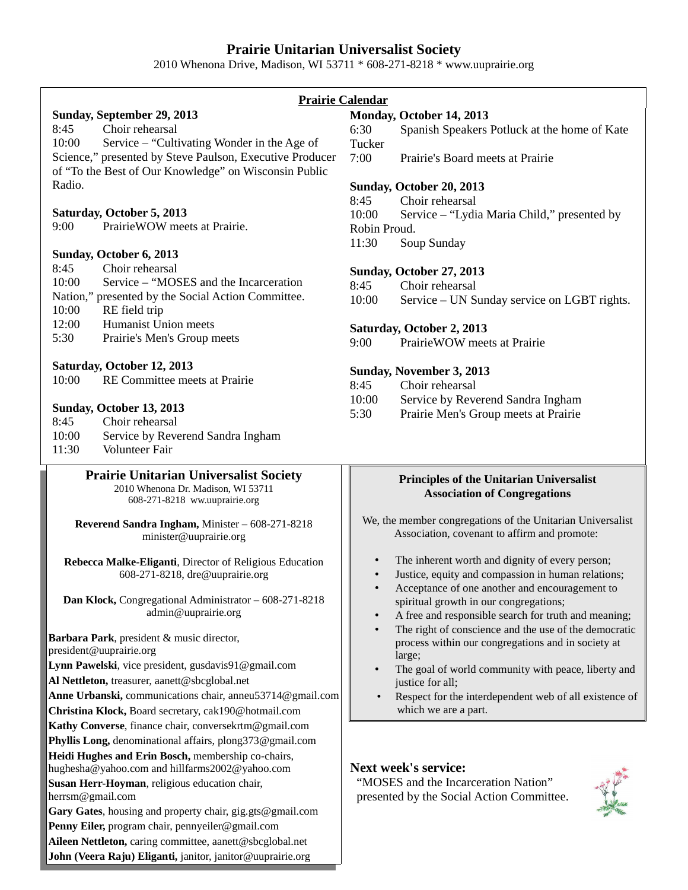# Prairie Unitarian Universalist Society

2010 Whenona Drive, Madison, WI 53711 * 608-271-8218 * www.uuprairie.org

## Prairie Calendar

**Sunday, September 29, 2013**
8:45 Choir rehearsal
10:00 Service – "Cultivating Wonder in the Age of Science," presented by Steve Paulson, Executive Producer of "To the Best of Our Knowledge" on Wisconsin Public Radio.

**Saturday, October 5, 2013**
9:00 PrairieWOW meets at Prairie.

**Sunday, October 6, 2013**
8:45 Choir rehearsal
10:00 Service – "MOSES and the Incarceration Nation," presented by the Social Action Committee.
10:00 RE field trip
12:00 Humanist Union meets
5:30 Prairie's Men's Group meets

**Saturday, October 12, 2013**
10:00 RE Committee meets at Prairie

**Sunday, October 13, 2013**
8:45 Choir rehearsal
10:00 Service by Reverend Sandra Ingham
11:30 Volunteer Fair

**Monday, October 14, 2013**
6:30 Spanish Speakers Potluck at the home of Kate Tucker
7:00 Prairie's Board meets at Prairie

**Sunday, October 20, 2013**
8:45 Choir rehearsal
10:00 Service – "Lydia Maria Child," presented by Robin Proud.
11:30 Soup Sunday

**Sunday, October 27, 2013**
8:45 Choir rehearsal
10:00 Service – UN Sunday service on LGBT rights.

**Saturday, October 2, 2013**
9:00 PrairieWOW meets at Prairie

**Sunday, November 3, 2013**
8:45 Choir rehearsal
10:00 Service by Reverend Sandra Ingham
5:30 Prairie Men's Group meets at Prairie

## Prairie Unitarian Universalist Society

2010 Whenona Dr. Madison, WI 53711
608-271-8218 ww.uuprairie.org

**Reverend Sandra Ingham,** Minister – 608-271-8218
minister@uuprairie.org

**Rebecca Malke-Eliganti**, Director of Religious Education
608-271-8218, dre@uuprairie.org

**Dan Klock,** Congregational Administrator – 608-271-8218
admin@uuprairie.org

**Barbara Park**, president & music director, president@uuprairie.org
**Lynn Pawelski**, vice president, gusdavis91@gmail.com
**Al Nettleton,** treasurer, aanett@sbcglobal.net
**Anne Urbanski,** communications chair, anneu53714@gmail.com
**Christina Klock,** Board secretary, cak190@hotmail.com
**Kathy Converse**, finance chair, conversekrtm@gmail.com
**Phyllis Long,** denominational affairs, plong373@gmail.com
**Heidi Hughes and Erin Bosch,** membership co-chairs, hughesha@yahoo.com and hillfarms2002@yahoo.com
**Susan Herr-Hoyman**, religious education chair, herrsm@gmail.com
**Gary Gates**, housing and property chair, gig.gts@gmail.com
**Penny Eiler,** program chair, pennyeiler@gmail.com
**Aileen Nettleton,** caring committee, aanett@sbcglobal.net
**John (Veera Raju) Eliganti,** janitor, janitor@uuprairie.org

## Principles of the Unitarian Universalist Association of Congregations

We, the member congregations of the Unitarian Universalist Association, covenant to affirm and promote:

- The inherent worth and dignity of every person;
- Justice, equity and compassion in human relations;
- Acceptance of one another and encouragement to spiritual growth in our congregations;
- A free and responsible search for truth and meaning;
- The right of conscience and the use of the democratic process within our congregations and in society at large;
- The goal of world community with peace, liberty and justice for all;
- Respect for the interdependent web of all existence of which we are a part.

## Next week's service:

"MOSES and the Incarceration Nation" presented by the Social Action Committee.